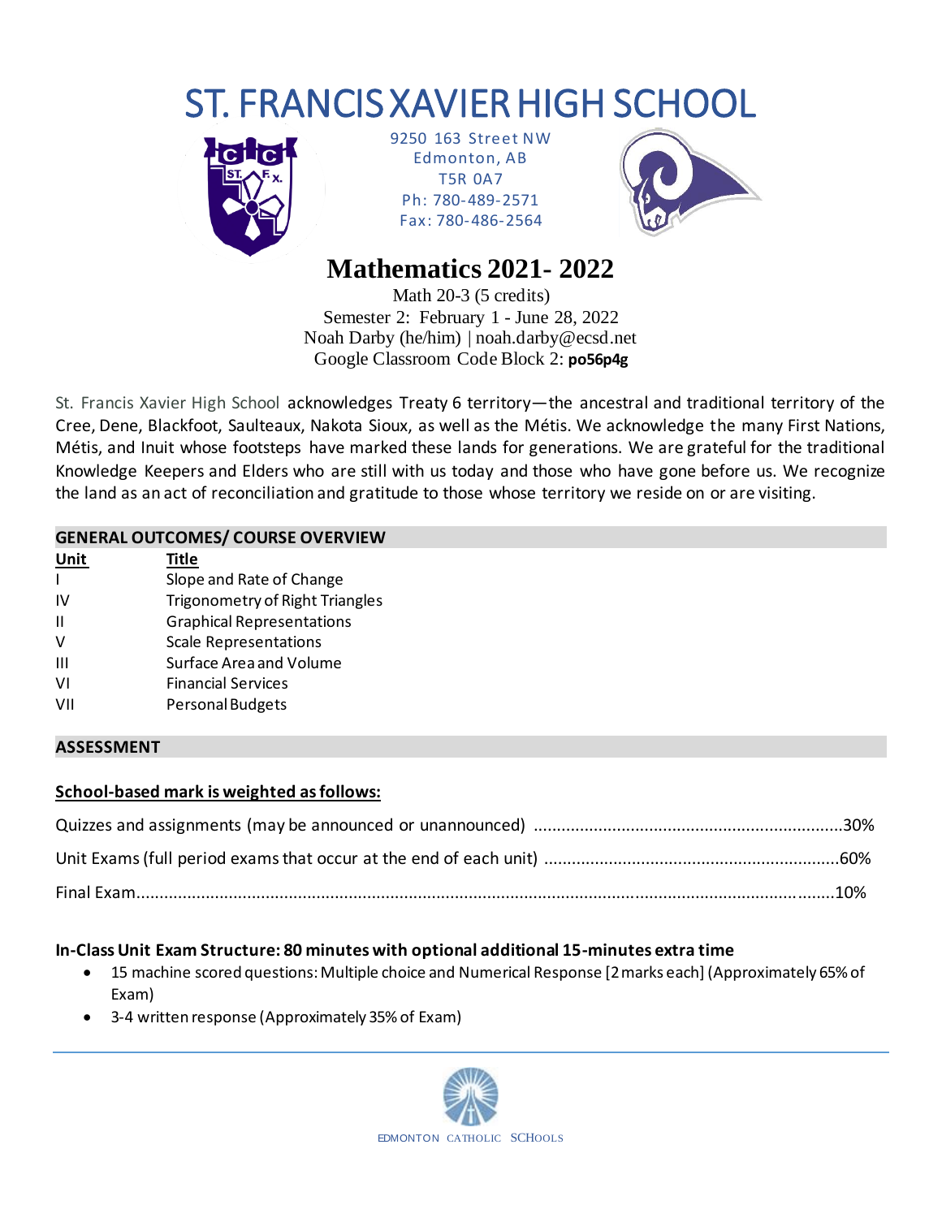# ST. FRANCIS XAVIER HIGH SCHOOL

9250 163 Street NW
Edmonton, AB
T5R 0A7
Ph: 780-489-2571
Fax: 780-486-2564

## Mathematics 2021- 2022

Math 20-3 (5 credits)
Semester 2: February 1 - June 28, 2022
Noah Darby (he/him) | noah.darby@ecsd.net
Google Classroom Code Block 2: **po56p4g**

St. Francis Xavier High School acknowledges Treaty 6 territory—the ancestral and traditional territory of the Cree, Dene, Blackfoot, Saulteaux, Nakota Sioux, as well as the Métis. We acknowledge the many First Nations, Métis, and Inuit whose footsteps have marked these lands for generations. We are grateful for the traditional Knowledge Keepers and Elders who are still with us today and those who have gone before us. We recognize the land as an act of reconciliation and gratitude to those whose territory we reside on or are visiting.

### GENERAL OUTCOMES/ COURSE OVERVIEW

| Unit | Title |
|---|---|
| I | Slope and Rate of Change |
| IV | Trigonometry of Right Triangles |
| II | Graphical Representations |
| V | Scale Representations |
| III | Surface Area and Volume |
| VI | Financial Services |
| VII | Personal Budgets |

### ASSESSMENT

**School-based mark is weighted as follows:**

Quizzes and assignments (may be announced or unannounced) ....................30%

Unit Exams (full period exams that occur at the end of each unit) ....................60%

Final Exam....................10%

**In-Class Unit Exam Structure: 80 minutes with optional additional 15-minutes extra time**

- 15 machine scored questions: Multiple choice and Numerical Response [2 marks each] (Approximately 65% of Exam)
- 3-4 written response (Approximately 35% of Exam)

EDMONTON CATHOLIC SCHOOLS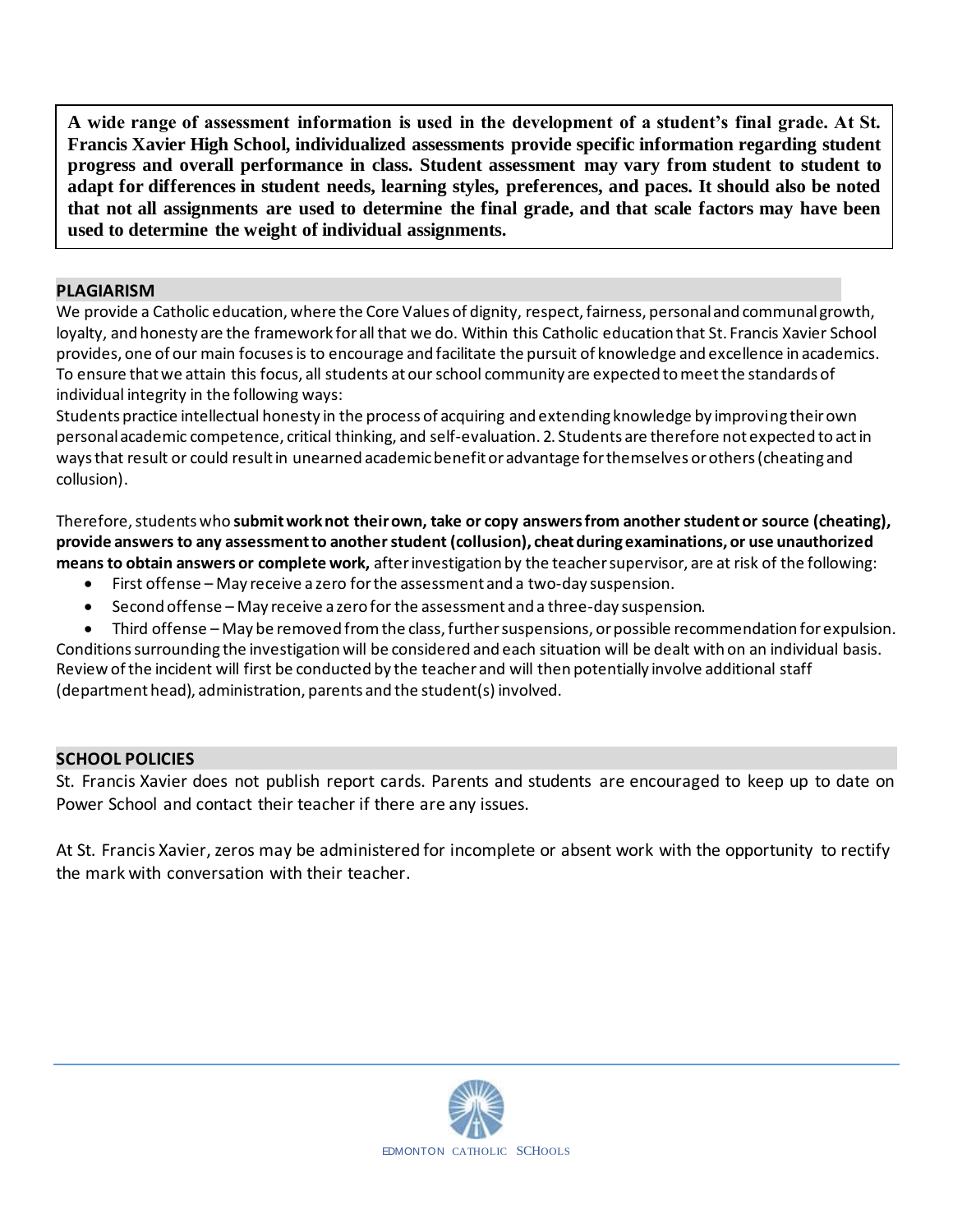**A wide range of assessment information is used in the development of a student's final grade. At St. Francis Xavier High School, individualized assessments provide specific information regarding student progress and overall performance in class. Student assessment may vary from student to student to adapt for differences in student needs, learning styles, preferences, and paces. It should also be noted that not all assignments are used to determine the final grade, and that scale factors may have been used to determine the weight of individual assignments.**

## PLAGIARISM

We provide a Catholic education, where the Core Values of dignity, respect, fairness, personal and communal growth, loyalty, and honesty are the framework for all that we do. Within this Catholic education that St. Francis Xavier School provides, one of our main focuses is to encourage and facilitate the pursuit of knowledge and excellence in academics. To ensure that we attain this focus, all students at our school community are expected to meet the standards of individual integrity in the following ways:
Students practice intellectual honesty in the process of acquiring and extending knowledge by improving their own personal academic competence, critical thinking, and self-evaluation. 2. Students are therefore not expected to act in ways that result or could result in unearned academic benefit or advantage for themselves or others (cheating and collusion).

Therefore, students who **submit work not their own, take or copy answers from another student or source (cheating), provide answers to any assessment to another student (collusion), cheat during examinations, or use unauthorized means to obtain answers or complete work,** after investigation by the teacher supervisor, are at risk of the following:

- First offense – May receive a zero for the assessment and a two-day suspension.
- Second offense – May receive a zero for the assessment and a three-day suspension.
- Third offense – May be removed from the class, further suspensions, or possible recommendation for expulsion.

Conditions surrounding the investigation will be considered and each situation will be dealt with on an individual basis. Review of the incident will first be conducted by the teacher and will then potentially involve additional staff (department head), administration, parents and the student(s) involved.

## SCHOOL POLICIES

St. Francis Xavier does not publish report cards. Parents and students are encouraged to keep up to date on Power School and contact their teacher if there are any issues.

At St. Francis Xavier, zeros may be administered for incomplete or absent work with the opportunity to rectify the mark with conversation with their teacher.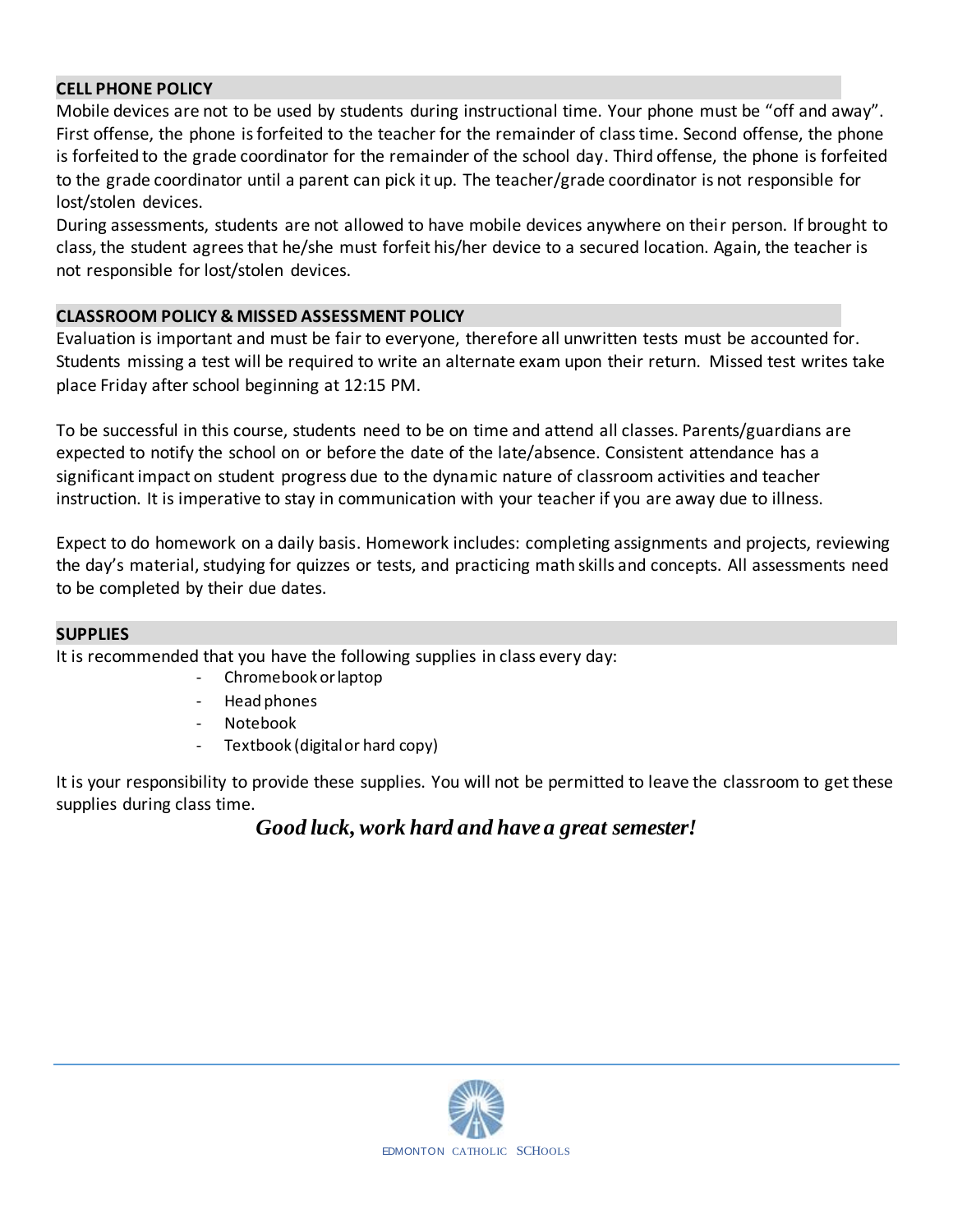## CELL PHONE POLICY

Mobile devices are not to be used by students during instructional time. Your phone must be "off and away". First offense, the phone is forfeited to the teacher for the remainder of class time. Second offense, the phone is forfeited to the grade coordinator for the remainder of the school day. Third offense, the phone is forfeited to the grade coordinator until a parent can pick it up. The teacher/grade coordinator is not responsible for lost/stolen devices.

During assessments, students are not allowed to have mobile devices anywhere on their person. If brought to class, the student agrees that he/she must forfeit his/her device to a secured location. Again, the teacher is not responsible for lost/stolen devices.

## CLASSROOM POLICY & MISSED ASSESSMENT POLICY

Evaluation is important and must be fair to everyone, therefore all unwritten tests must be accounted for. Students missing a test will be required to write an alternate exam upon their return. Missed test writes take place Friday after school beginning at 12:15 PM.

To be successful in this course, students need to be on time and attend all classes. Parents/guardians are expected to notify the school on or before the date of the late/absence. Consistent attendance has a significant impact on student progress due to the dynamic nature of classroom activities and teacher instruction. It is imperative to stay in communication with your teacher if you are away due to illness.

Expect to do homework on a daily basis. Homework includes: completing assignments and projects, reviewing the day's material, studying for quizzes or tests, and practicing math skills and concepts. All assessments need to be completed by their due dates.

## SUPPLIES

It is recommended that you have the following supplies in class every day:

- Chromebook or laptop
- Head phones
- Notebook
- Textbook (digital or hard copy)

It is your responsibility to provide these supplies. You will not be permitted to leave the classroom to get these supplies during class time.

***Good luck, work hard and have a great semester!***

EDMONTON CATHOLIC SCHOOLS